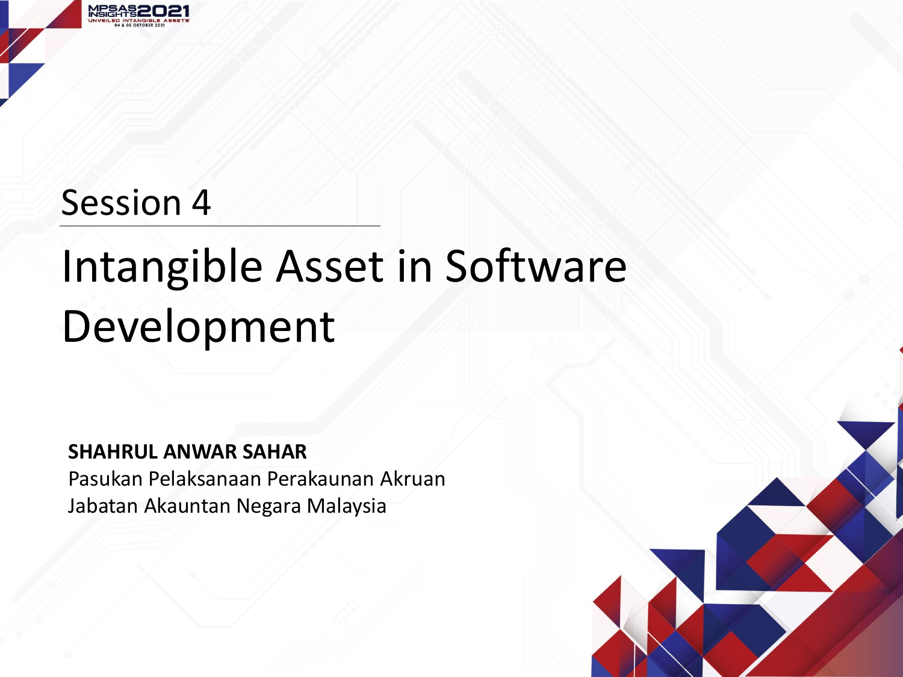Session 4

# Intangible Asset in Software Development

**SHAHRUL ANWAR SAHAR**
Pasukan Pelaksanaan Perakaunan Akruan
Jabatan Akauntan Negara Malaysia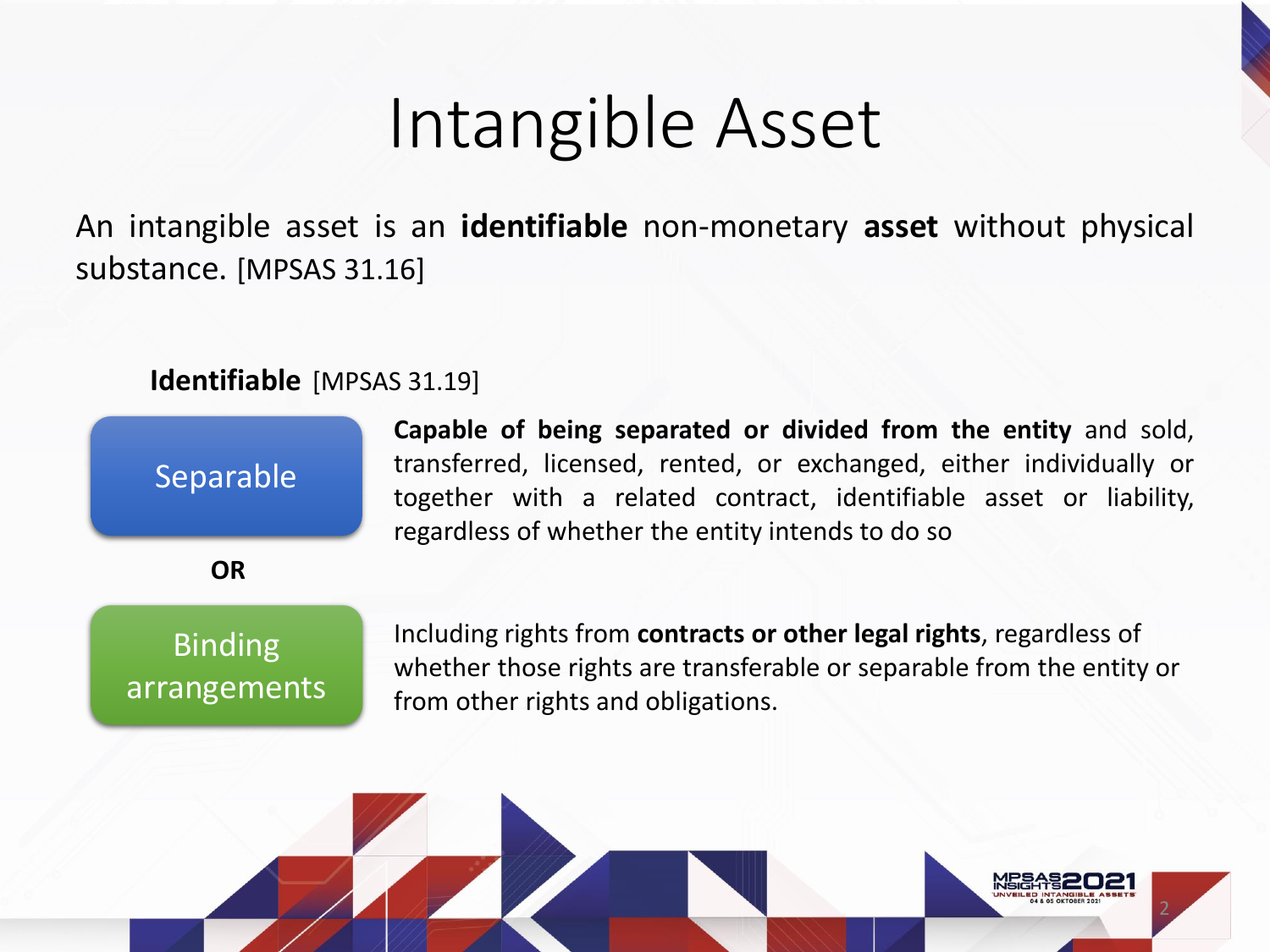# Intangible Asset

An intangible asset is an **identifiable** non-monetary **asset** without physical substance. [MPSAS 31.16]

**Identifiable** [MPSAS 31.19]

**Separable**

**Capable of being separated or divided from the entity** and sold, transferred, licensed, rented, or exchanged, either individually or together with a related contract, identifiable asset or liability, regardless of whether the entity intends to do so

**OR**

**Binding arrangements**

Including rights from **contracts or other legal rights**, regardless of whether those rights are transferable or separable from the entity or from other rights and obligations.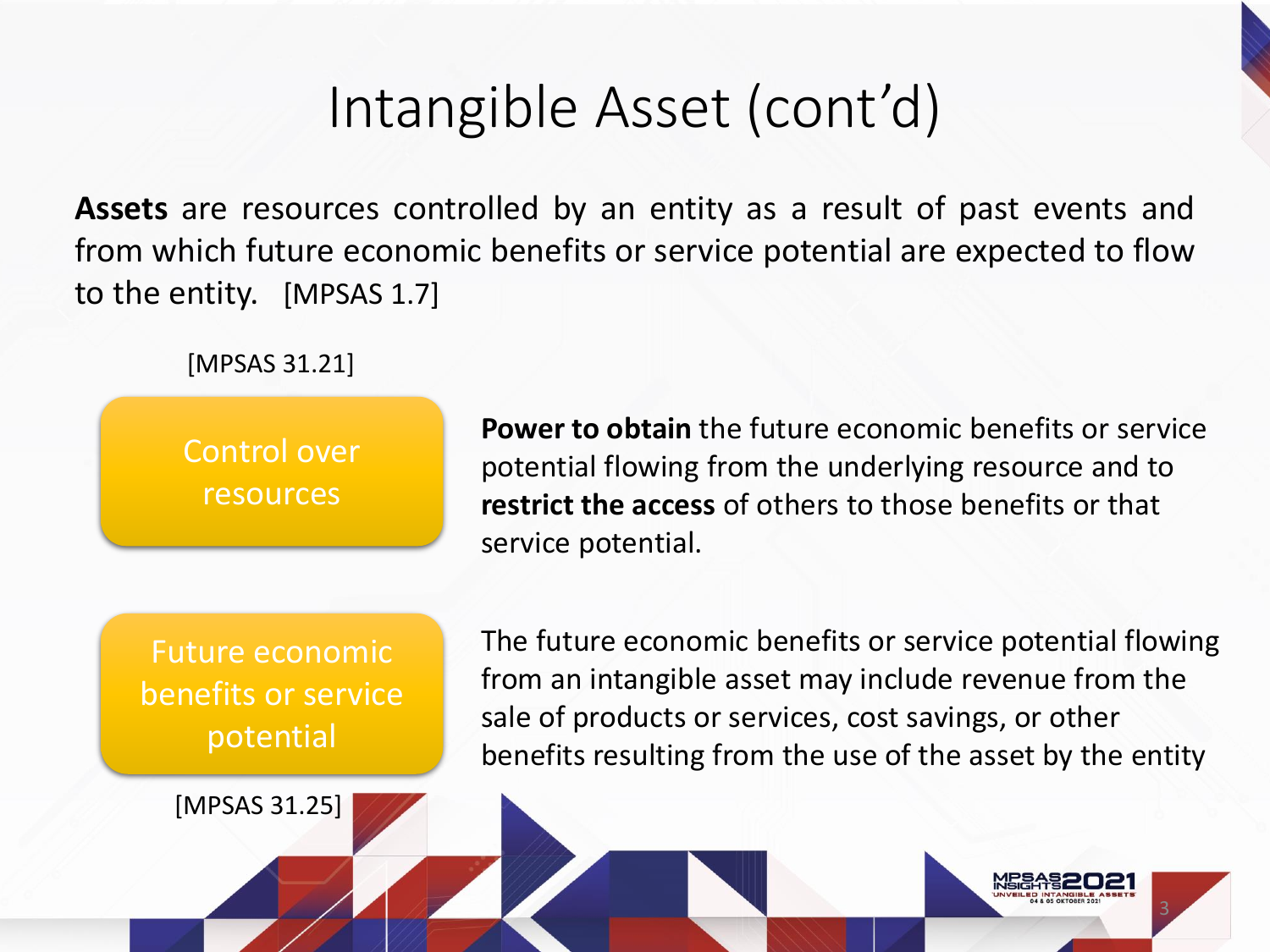# Intangible Asset (cont'd)

**Assets** are resources controlled by an entity as a result of past events and from which future economic benefits or service potential are expected to flow to the entity. [MPSAS 1.7]

[MPSAS 31.21]

**Control over resources**

**Power to obtain** the future economic benefits or service potential flowing from the underlying resource and to **restrict the access** of others to those benefits or that service potential.

**Future economic benefits or service potential**

The future economic benefits or service potential flowing from an intangible asset may include revenue from the sale of products or services, cost savings, or other benefits resulting from the use of the asset by the entity

[MPSAS 31.25]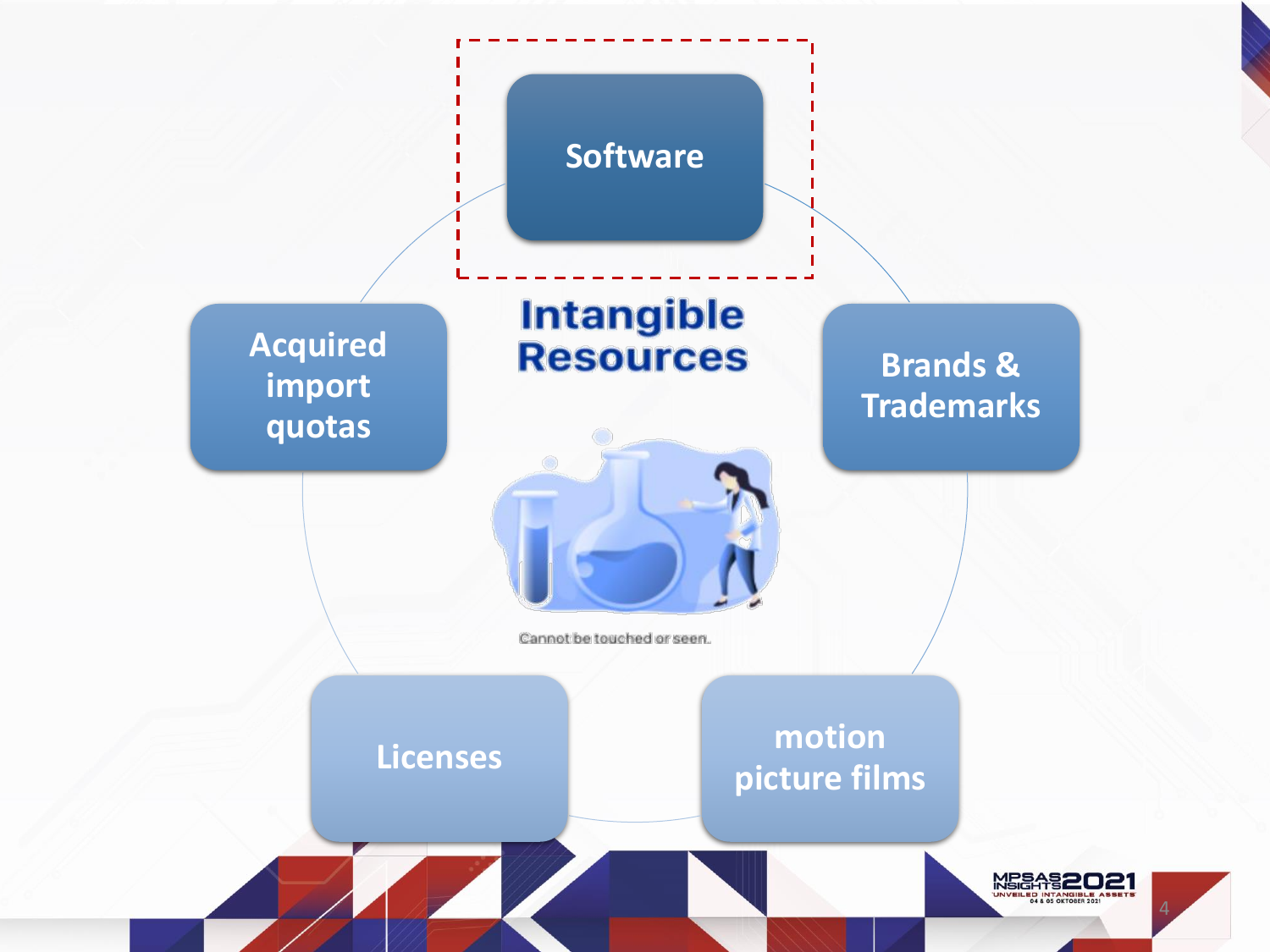# Intangible Resources

Cannot be touched or seen.

- Software
- Brands & Trademarks
- motion picture films
- Licenses
- Acquired import quotas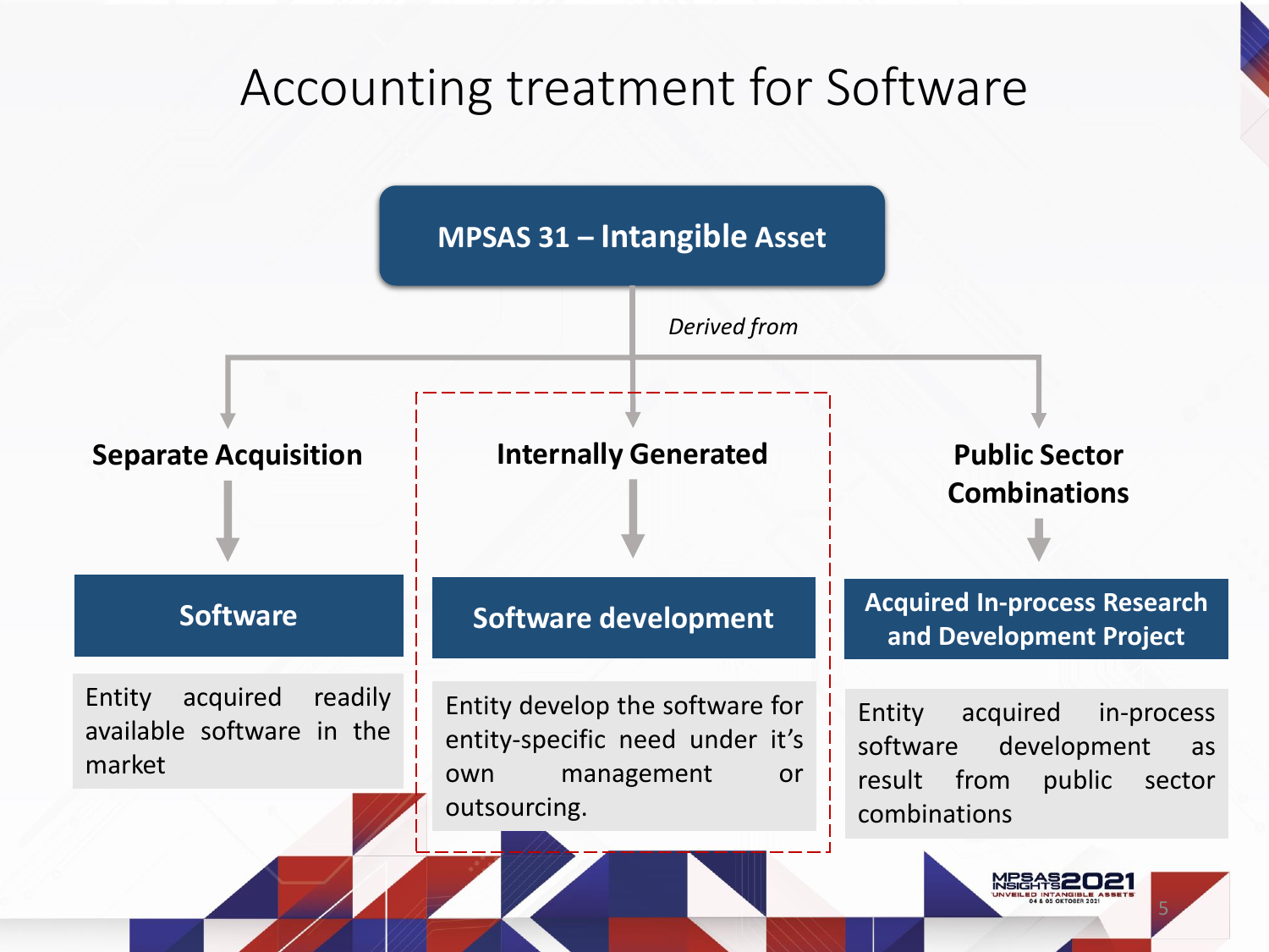# Accounting treatment for Software

**MPSAS 31 – Intangible Asset**

*Derived from*

## Separate Acquisition

**Software**

Entity acquired readily available software in the market

## Internally Generated

**Software development**

Entity develop the software for entity-specific need under it's own management or outsourcing.

## Public Sector Combinations

**Acquired In-process Research and Development Project**

Entity acquired in-process software development as result from public sector combinations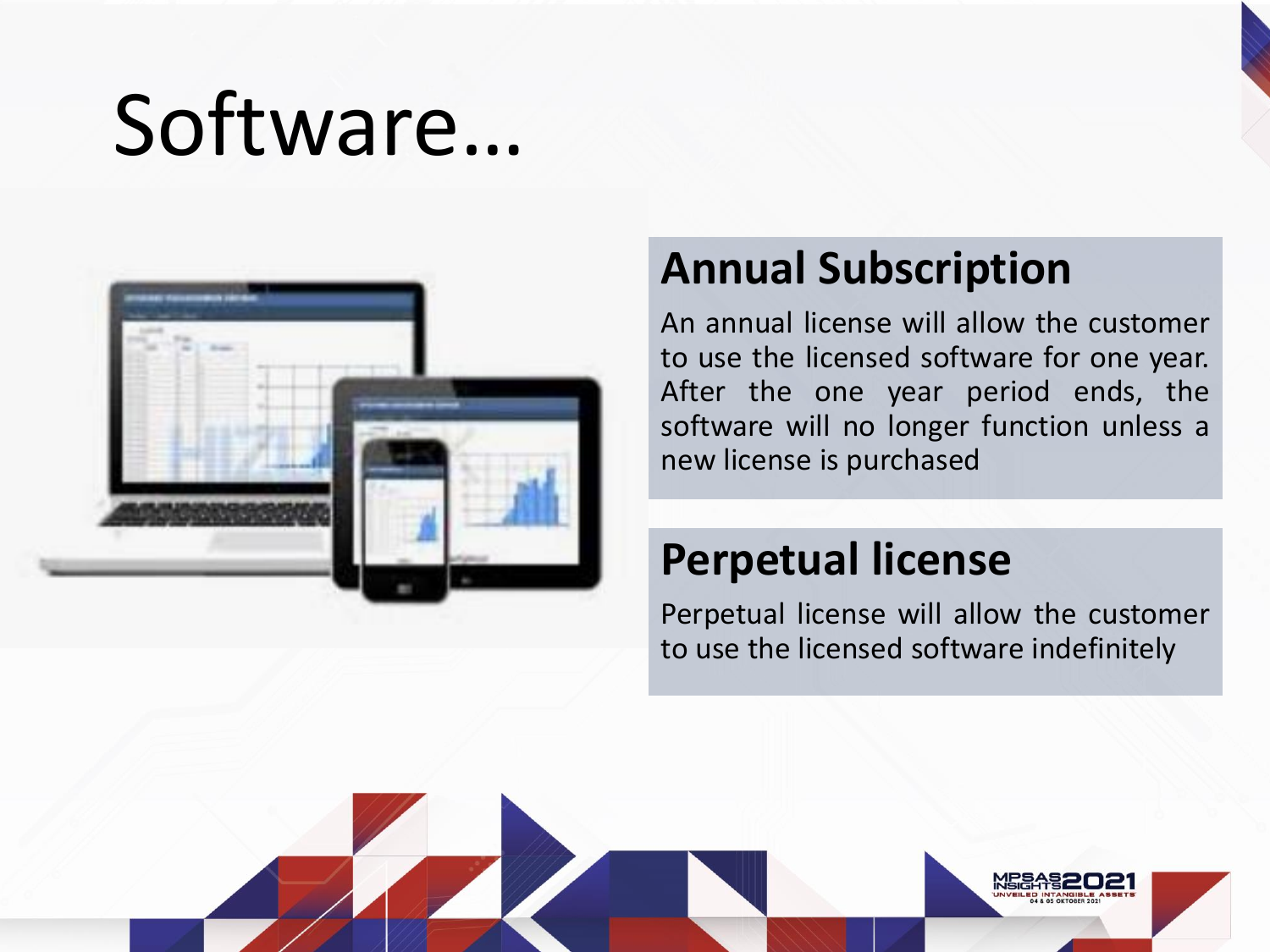# Software…

## Annual Subscription

An annual license will allow the customer to use the licensed software for one year. After the one year period ends, the software will no longer function unless a new license is purchased

## Perpetual license

Perpetual license will allow the customer to use the licensed software indefinitely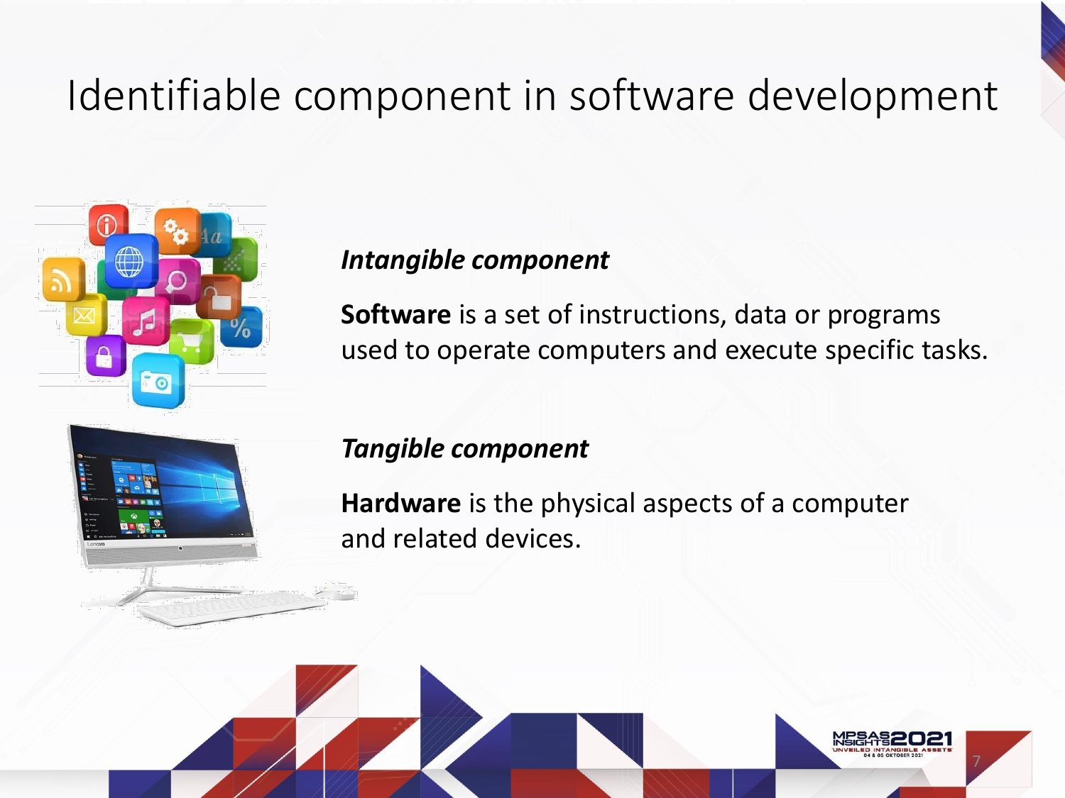# Identifiable component in software development

***Intangible component***

**Software** is a set of instructions, data or programs used to operate computers and execute specific tasks.

***Tangible component***

**Hardware** is the physical aspects of a computer and related devices.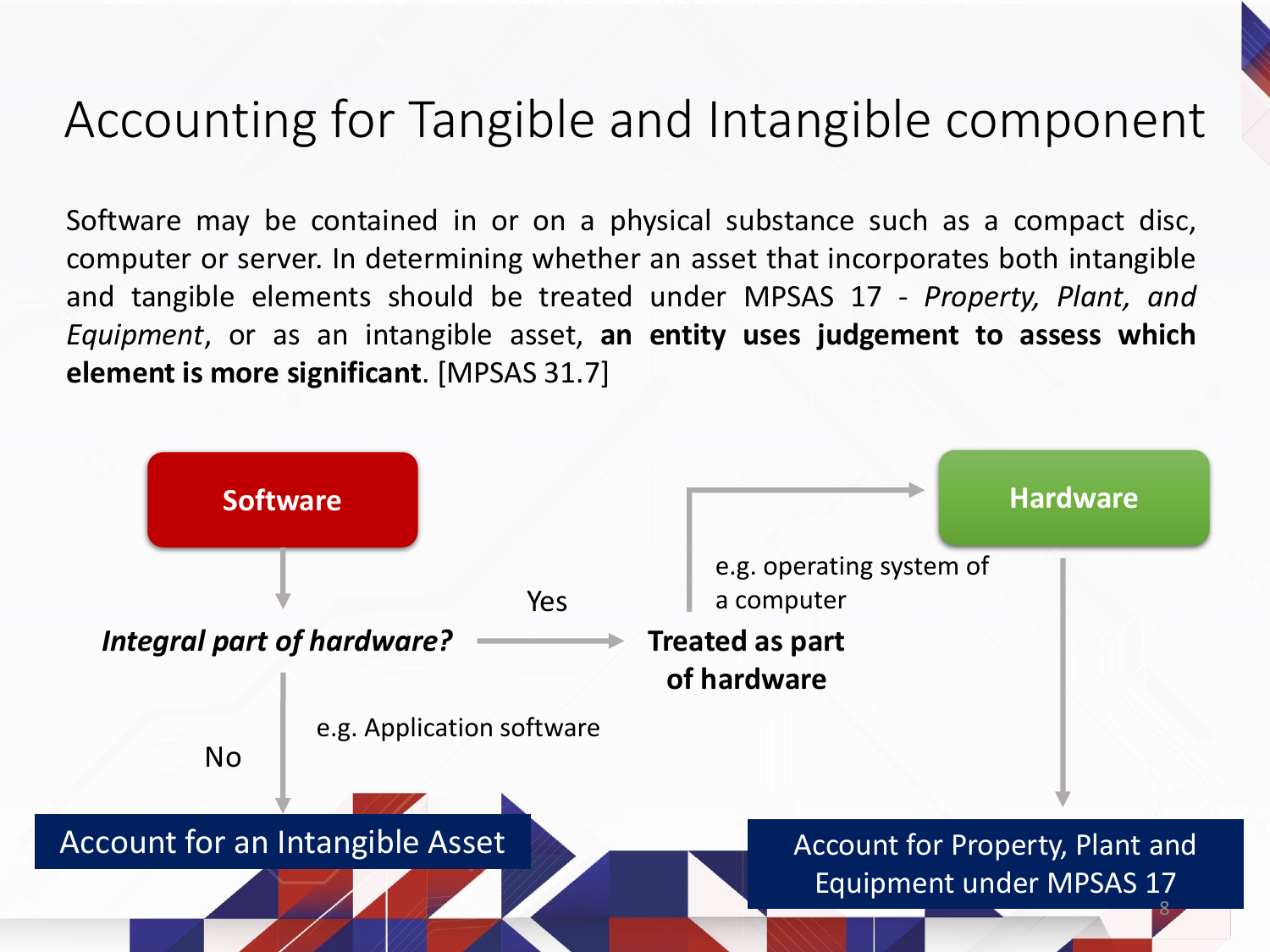# Accounting for Tangible and Intangible component

Software may be contained in or on a physical substance such as a compact disc, computer or server. In determining whether an asset that incorporates both intangible and tangible elements should be treated under MPSAS 17 - *Property, Plant, and Equipment*, or as an intangible asset, **an entity uses judgement to assess which element is more significant**. [MPSAS 31.7]

**Software**

*Integral part of hardware?*

Yes → **Treated as part of hardware** (e.g. operating system of a computer) → **Hardware** → Account for Property, Plant and Equipment under MPSAS 17

No (e.g. Application software) → Account for an Intangible Asset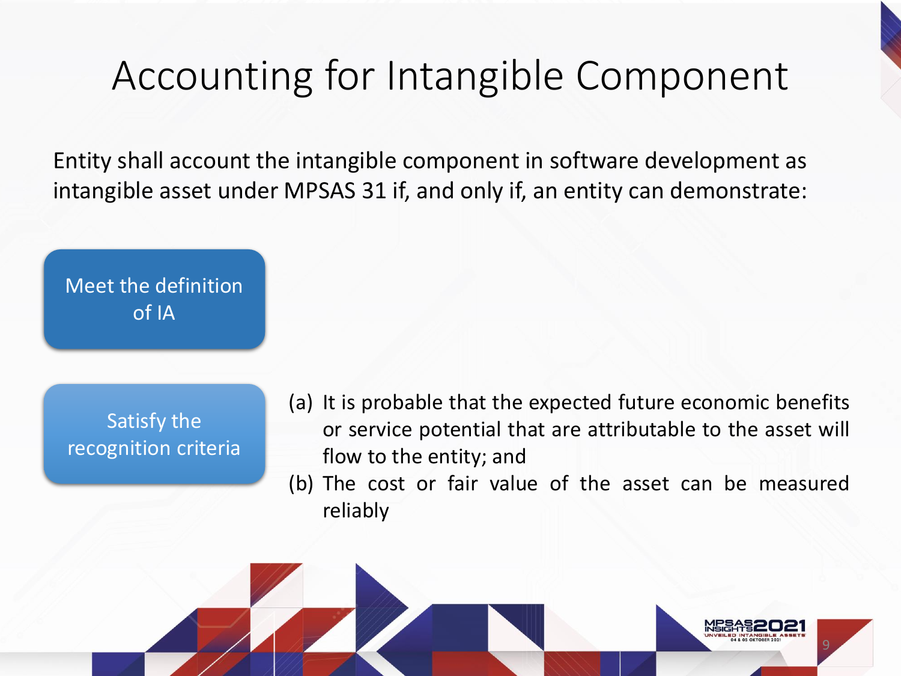# Accounting for Intangible Component

Entity shall account the intangible component in software development as intangible asset under MPSAS 31 if, and only if, an entity can demonstrate:

**Meet the definition of IA**

**Satisfy the recognition criteria**

(a) It is probable that the expected future economic benefits or service potential that are attributable to the asset will flow to the entity; and
(b) The cost or fair value of the asset can be measured reliably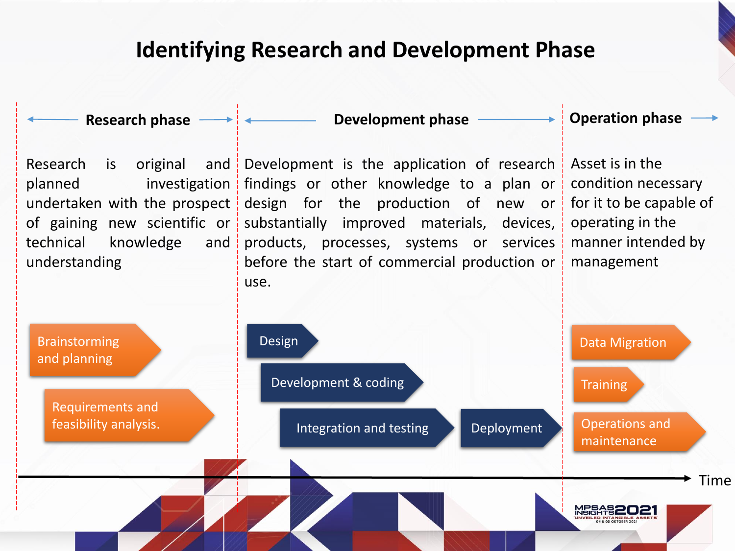# Identifying Research and Development Phase

## Research phase

Research is original and planned investigation undertaken with the prospect of gaining new scientific or technical knowledge and understanding

- Brainstorming and planning
- Requirements and feasibility analysis.

## Development phase

Development is the application of research findings or other knowledge to a plan or design for the production of new or substantially improved materials, devices, products, processes, systems or services before the start of commercial production or use.

- Design
- Development & coding
- Integration and testing
- Deployment

## Operation phase

Asset is in the condition necessary for it to be capable of operating in the manner intended by management

- Data Migration
- Training
- Operations and maintenance

Time →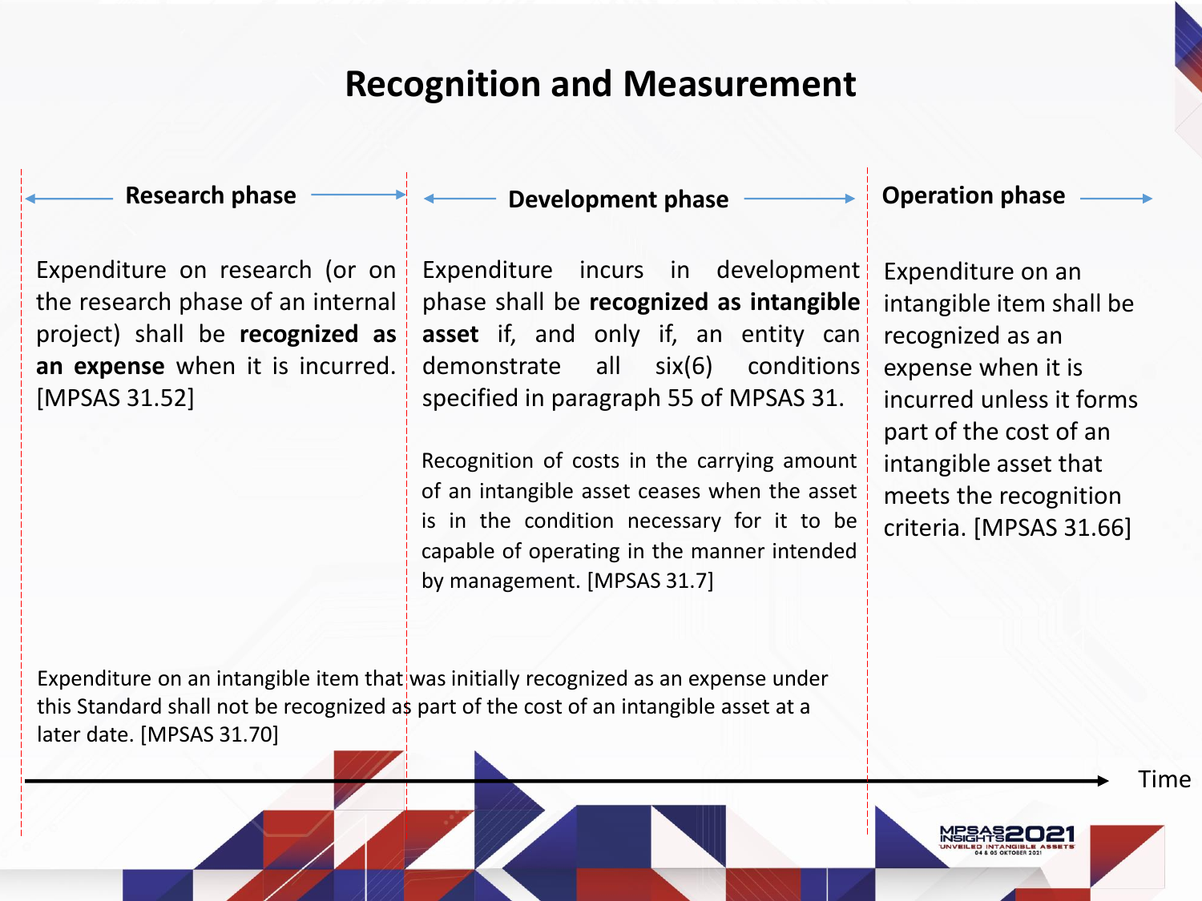# Recognition and Measurement

### Research phase

Expenditure on research (or on the research phase of an internal project) shall be **recognized as an expense** when it is incurred. [MPSAS 31.52]

### Development phase

Expenditure incurs in development phase shall be **recognized as intangible asset** if, and only if, an entity can demonstrate all six(6) conditions specified in paragraph 55 of MPSAS 31.

Recognition of costs in the carrying amount of an intangible asset ceases when the asset is in the condition necessary for it to be capable of operating in the manner intended by management. [MPSAS 31.7]

### Operation phase

Expenditure on an intangible item shall be recognized as an expense when it is incurred unless it forms part of the cost of an intangible asset that meets the recognition criteria. [MPSAS 31.66]

Expenditure on an intangible item that was initially recognized as an expense under this Standard shall not be recognized as part of the cost of an intangible asset at a later date. [MPSAS 31.70]

Time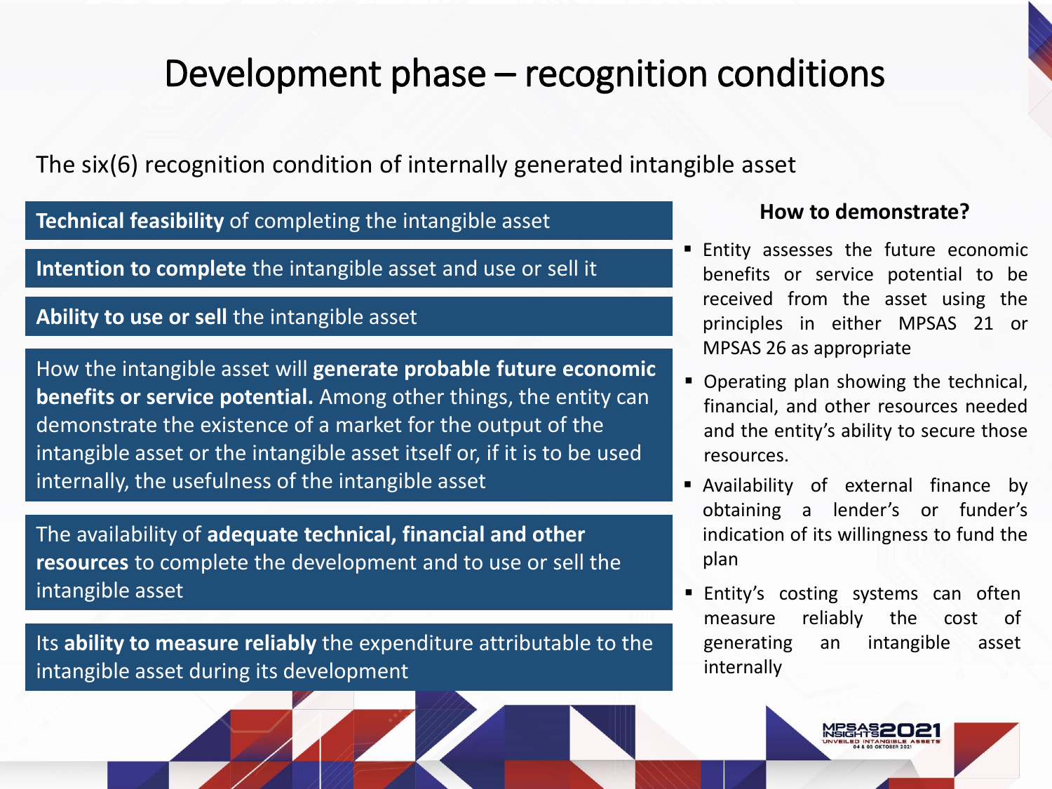# Development phase – recognition conditions

The six(6) recognition condition of internally generated intangible asset

**Technical feasibility** of completing the intangible asset

**Intention to complete** the intangible asset and use or sell it

**Ability to use or sell** the intangible asset

How the intangible asset will **generate probable future economic benefits or service potential.** Among other things, the entity can demonstrate the existence of a market for the output of the intangible asset or the intangible asset itself or, if it is to be used internally, the usefulness of the intangible asset

The availability of **adequate technical, financial and other resources** to complete the development and to use or sell the intangible asset

Its **ability to measure reliably** the expenditure attributable to the intangible asset during its development

### How to demonstrate?

- Entity assesses the future economic benefits or service potential to be received from the asset using the principles in either MPSAS 21 or MPSAS 26 as appropriate
- Operating plan showing the technical, financial, and other resources needed and the entity's ability to secure those resources.
- Availability of external finance by obtaining a lender's or funder's indication of its willingness to fund the plan
- Entity's costing systems can often measure reliably the cost of generating an intangible asset internally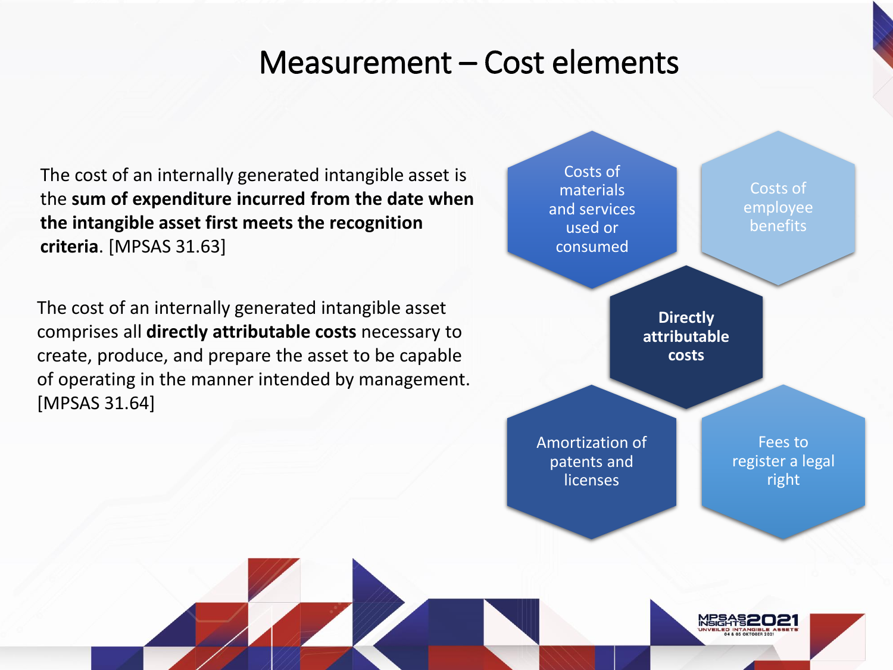# Measurement – Cost elements

The cost of an internally generated intangible asset is the **sum of expenditure incurred from the date when the intangible asset first meets the recognition criteria**. [MPSAS 31.63]

The cost of an internally generated intangible asset comprises all **directly attributable costs** necessary to create, produce, and prepare the asset to be capable of operating in the manner intended by management. [MPSAS 31.64]

**Directly attributable costs**

- Costs of materials and services used or consumed
- Costs of employee benefits
- Amortization of patents and licenses
- Fees to register a legal right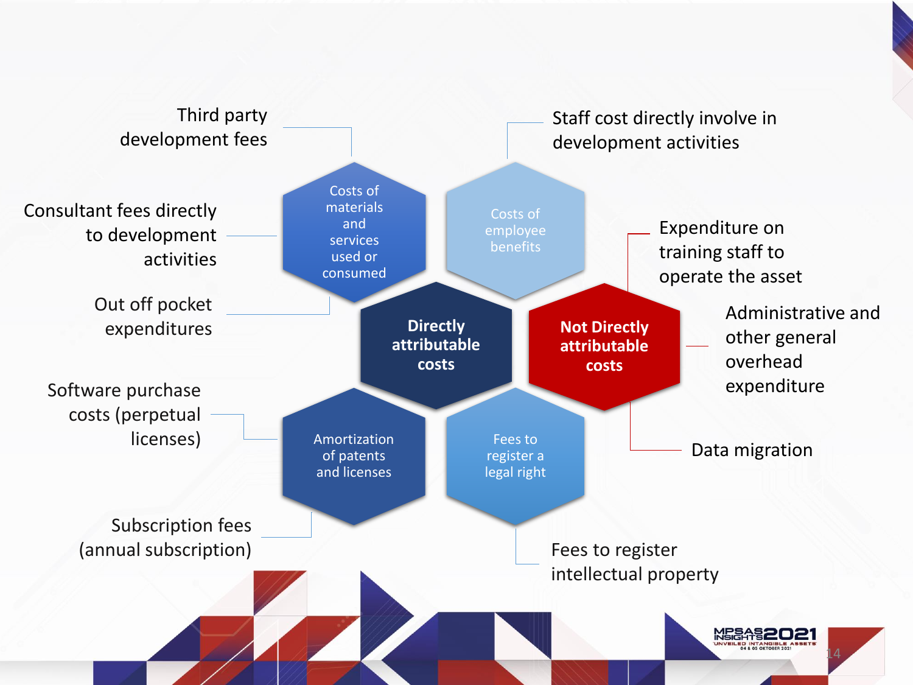## Directly attributable costs

- **Costs of materials and services used or consumed**
  - Third party development fees
  - Consultant fees directly to development activities
  - Out off pocket expenditures
- **Costs of employee benefits**
  - Staff cost directly involve in development activities
- **Amortization of patents and licenses**
  - Software purchase costs (perpetual licenses)
  - Subscription fees (annual subscription)
- **Fees to register a legal right**
  - Fees to register intellectual property

## Not Directly attributable costs

- Expenditure on training staff to operate the asset
- Administrative and other general overhead expenditure
- Data migration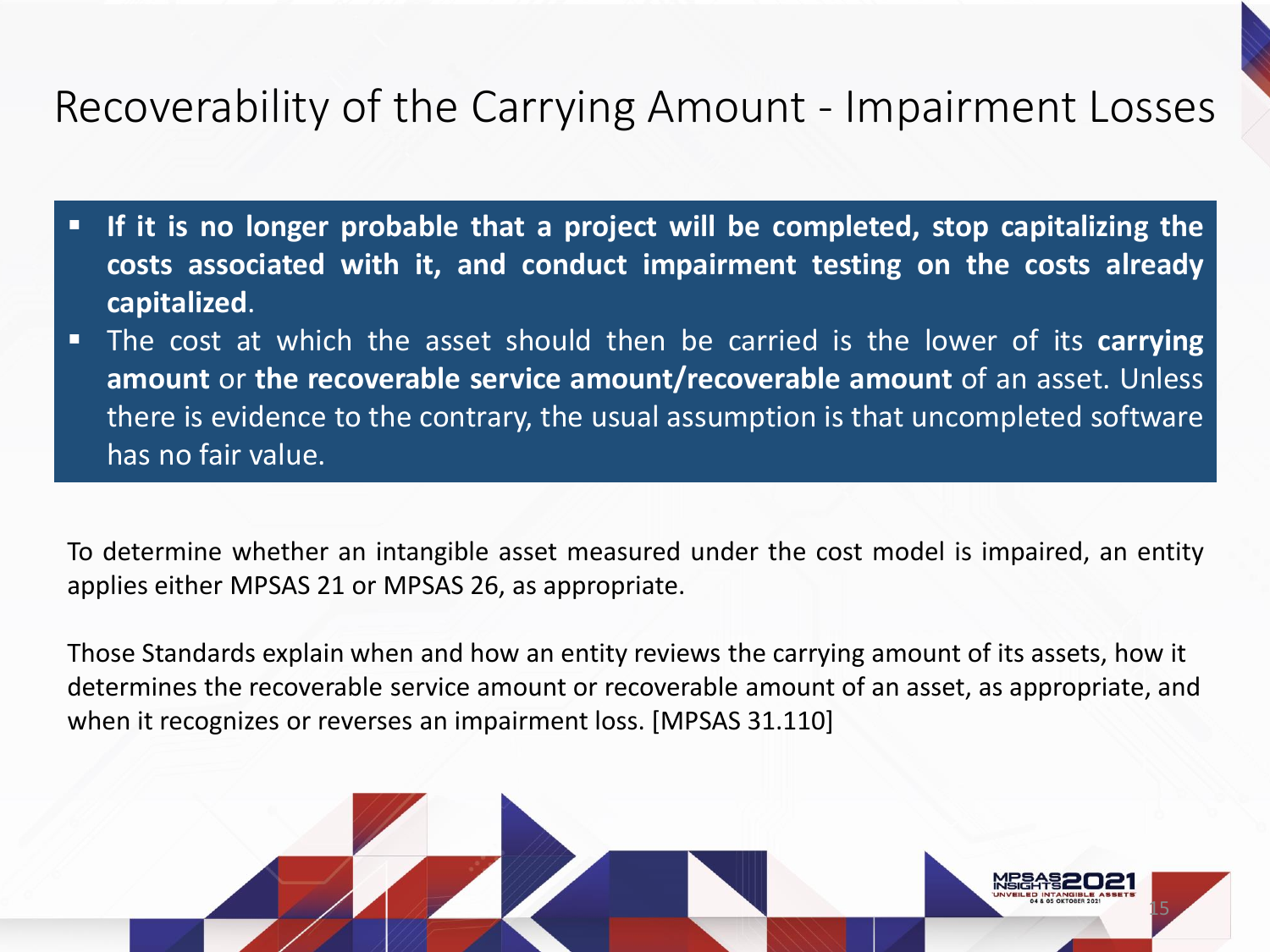# Recoverability of the Carrying Amount - Impairment Losses

- **If it is no longer probable that a project will be completed, stop capitalizing the costs associated with it, and conduct impairment testing on the costs already capitalized**.
- The cost at which the asset should then be carried is the lower of its **carrying amount** or **the recoverable service amount/recoverable amount** of an asset. Unless there is evidence to the contrary, the usual assumption is that uncompleted software has no fair value.

To determine whether an intangible asset measured under the cost model is impaired, an entity applies either MPSAS 21 or MPSAS 26, as appropriate.

Those Standards explain when and how an entity reviews the carrying amount of its assets, how it determines the recoverable service amount or recoverable amount of an asset, as appropriate, and when it recognizes or reverses an impairment loss. [MPSAS 31.110]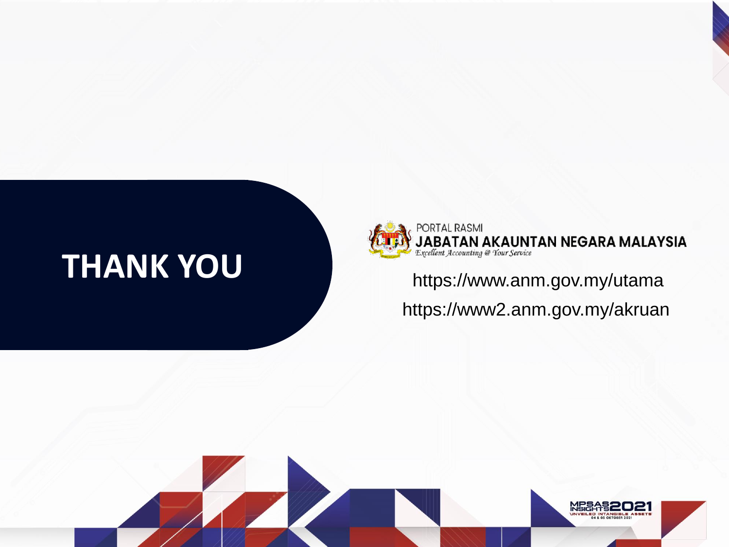# THANK YOU

PORTAL RASMI
JABATAN AKAUNTAN NEGARA MALAYSIA
*Excellent Accounting @ Your Service*

https://www.anm.gov.my/utama

https://www2.anm.gov.my/akruan

MPSAS INSIGHTS 2021
UNVEILED INTANGIBLE ASSETS
04 & 05 OKTOBER 2021